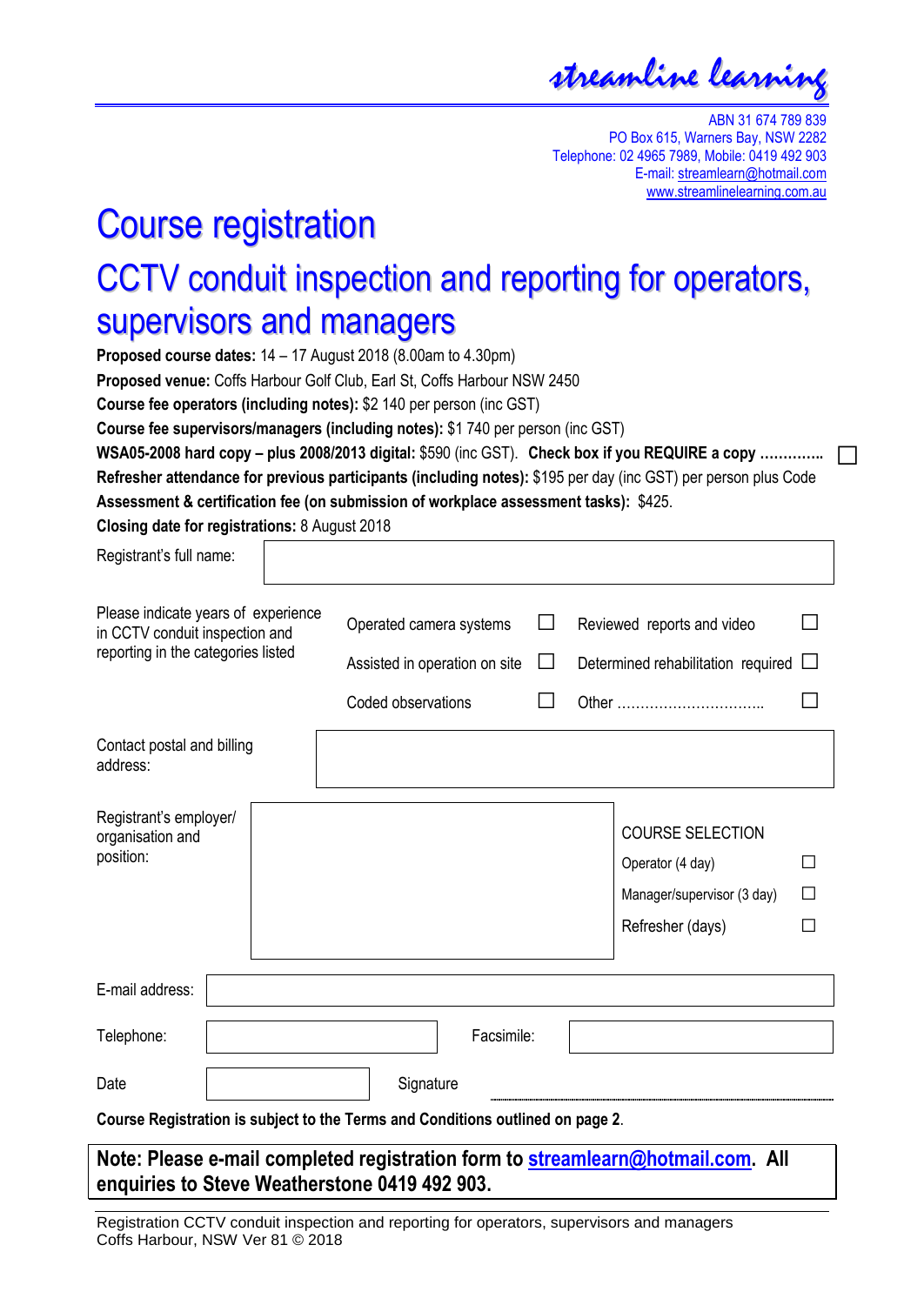streamline learning

ABN 31 674 789 839
PO Box 615, Warners Bay, NSW 2282
Telephone: 02 4965 7989, Mobile: 0419 492 903
E-mail: streamlearn@hotmail.com
www.streamlinelearning.com.au

# Course registration

## CCTV conduit inspection and reporting for operators, supervisors and managers

**Proposed course dates:** 14 – 17 August 2018 (8.00am to 4.30pm)

**Proposed venue:** Coffs Harbour Golf Club, Earl St, Coffs Harbour NSW 2450

**Course fee operators (including notes):** $2 140 per person (inc GST)

**Course fee supervisors/managers (including notes):** $1 740 per person (inc GST)

**WSA05-2008 hard copy – plus 2008/2013 digital:** $590 (inc GST). **Check box if you REQUIRE a copy ………….** ☐

**Refresher attendance for previous participants (including notes):** $195 per day (inc GST) per person plus Code

**Assessment & certification fee (on submission of workplace assessment tasks):** $425.

**Closing date for registrations:** 8 August 2018

| Registrant's full name: | |
|---|---|

| Please indicate years of experience in CCTV conduit inspection and reporting in the categories listed | | | | |
|---|---|---|---|---|
| | Operated camera systems | ☐ | Reviewed reports and video | ☐ |
| | Assisted in operation on site | ☐ | Determined rehabilitation required | ☐ |
| | Coded observations | ☐ | Other ………………………….. | ☐ |

| Contact postal and billing address: | |
|---|---|

| Registrant's employer/ organisation and position: | | COURSE SELECTION | |
|---|---|---|---|
| | | Operator (4 day) | ☐ |
| | | Manager/supervisor (3 day) | ☐ |
| | | Refresher (days) | ☐ |

| E-mail address: | | | |
|---|---|---|---|
| Telephone: | | Facsimile: | |
| Date | | Signature | |

**Course Registration is subject to the Terms and Conditions outlined on page 2**.

**Note: Please e-mail completed registration form to streamlearn@hotmail.com. All enquiries to Steve Weatherstone 0419 492 903.**

Registration CCTV conduit inspection and reporting for operators, supervisors and managers
Coffs Harbour, NSW Ver 81 © 2018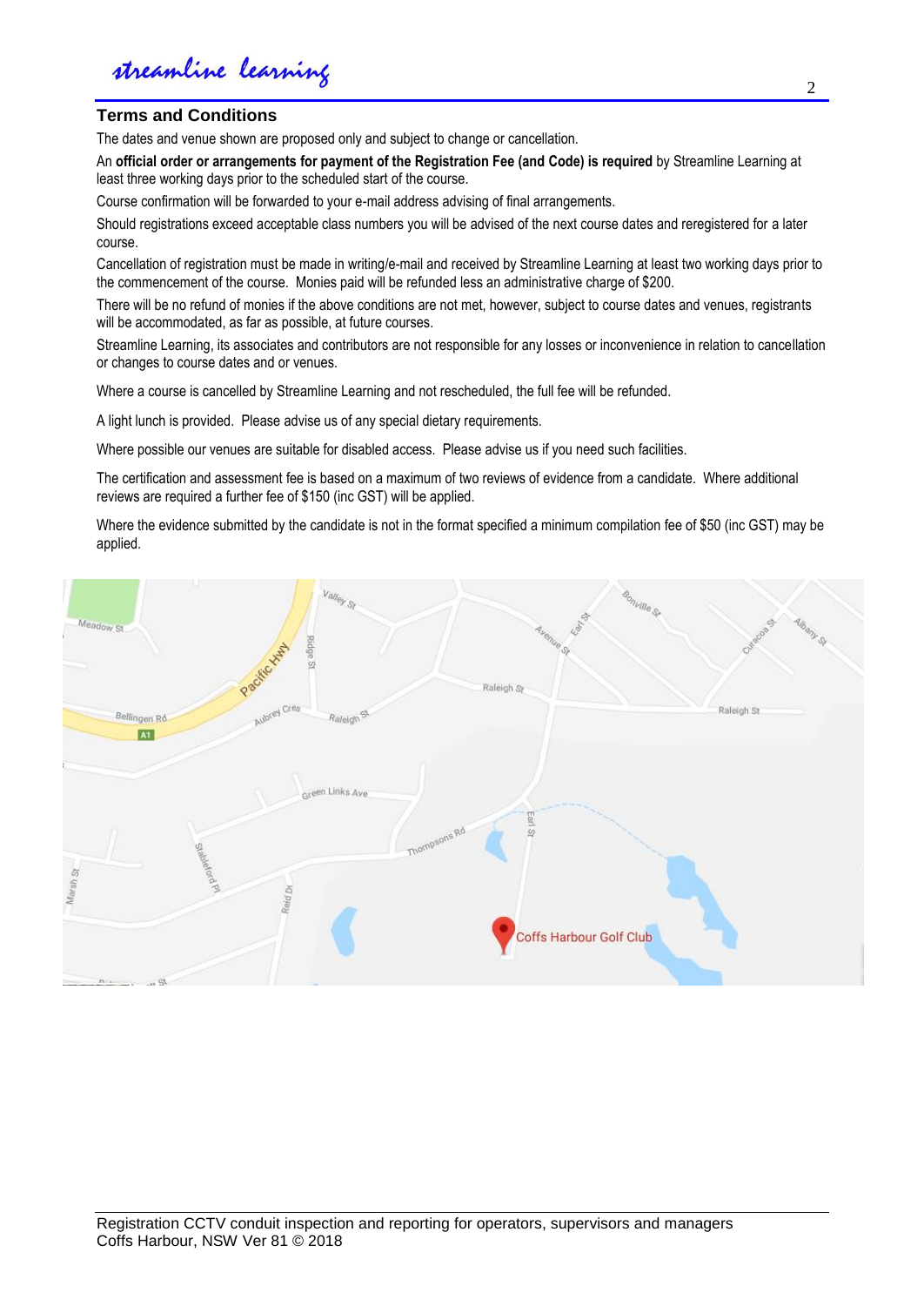## Terms and Conditions

The dates and venue shown are proposed only and subject to change or cancellation.

An **official order or arrangements for payment of the Registration Fee (and Code) is required** by Streamline Learning at least three working days prior to the scheduled start of the course.

Course confirmation will be forwarded to your e-mail address advising of final arrangements.

Should registrations exceed acceptable class numbers you will be advised of the next course dates and reregistered for a later course.

Cancellation of registration must be made in writing/e-mail and received by Streamline Learning at least two working days prior to the commencement of the course. Monies paid will be refunded less an administrative charge of $200.

There will be no refund of monies if the above conditions are not met, however, subject to course dates and venues, registrants will be accommodated, as far as possible, at future courses.

Streamline Learning, its associates and contributors are not responsible for any losses or inconvenience in relation to cancellation or changes to course dates and or venues.

Where a course is cancelled by Streamline Learning and not rescheduled, the full fee will be refunded.

A light lunch is provided. Please advise us of any special dietary requirements.

Where possible our venues are suitable for disabled access. Please advise us if you need such facilities.

The certification and assessment fee is based on a maximum of two reviews of evidence from a candidate. Where additional reviews are required a further fee of $150 (inc GST) will be applied.

Where the evidence submitted by the candidate is not in the format specified a minimum compilation fee of $50 (inc GST) may be applied.

Coffs Harbour Golf Club

Registration CCTV conduit inspection and reporting for operators, supervisors and managers
Coffs Harbour, NSW Ver 81 © 2018